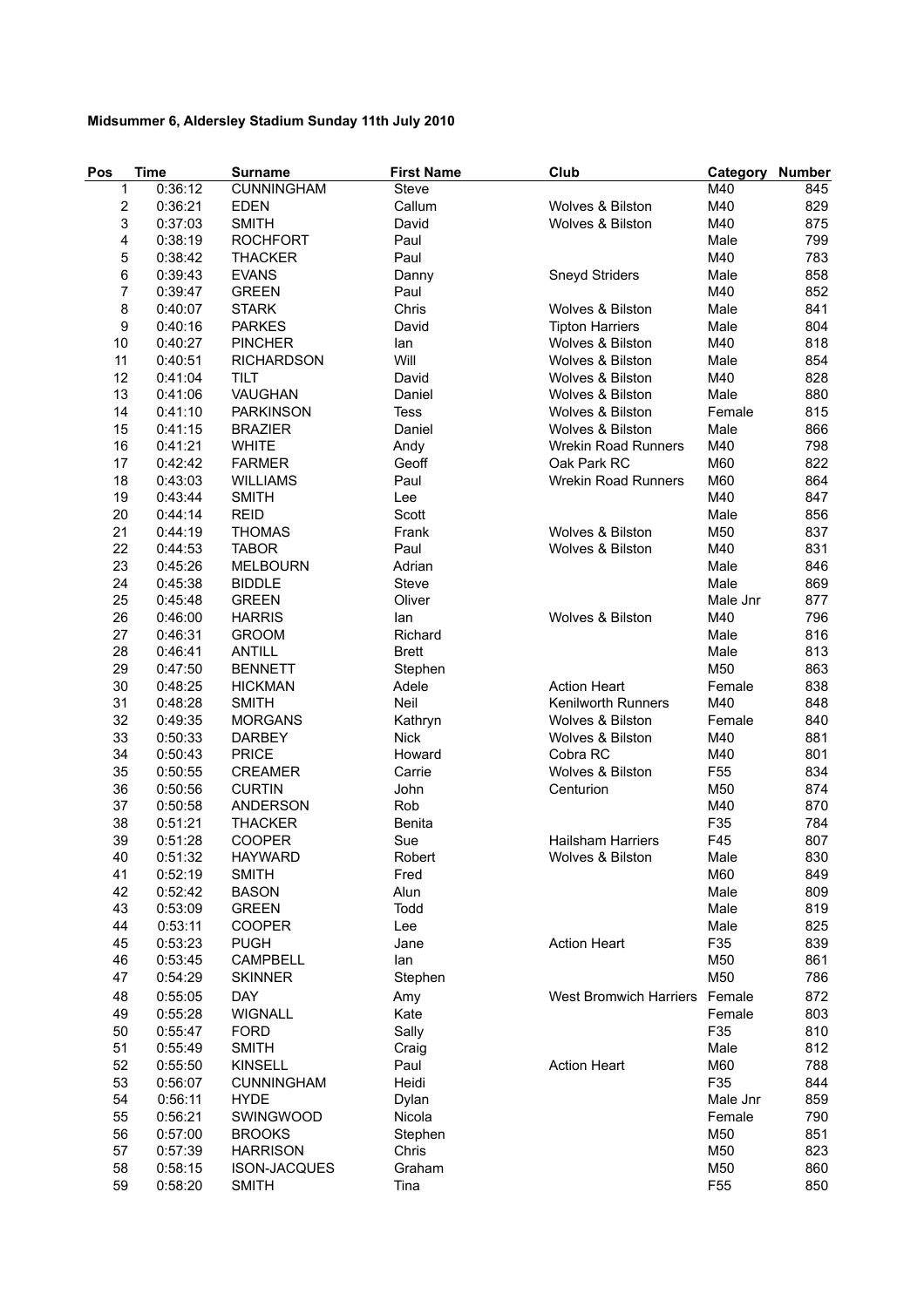**Midsummer 6, Aldersley Stadium Sunday 11th July 2010**

| Pos | Time | Surname | First Name | Club | Category | Number |
|---|---|---|---|---|---|---|
| 1 | 0:36:12 | CUNNINGHAM | Steve | | M40 | 845 |
| 2 | 0:36:21 | EDEN | Callum | Wolves & Bilston | M40 | 829 |
| 3 | 0:37:03 | SMITH | David | Wolves & Bilston | M40 | 875 |
| 4 | 0:38:19 | ROCHFORT | Paul | | Male | 799 |
| 5 | 0:38:42 | THACKER | Paul | | M40 | 783 |
| 6 | 0:39:43 | EVANS | Danny | Sneyd Striders | Male | 858 |
| 7 | 0:39:47 | GREEN | Paul | | M40 | 852 |
| 8 | 0:40:07 | STARK | Chris | Wolves & Bilston | Male | 841 |
| 9 | 0:40:16 | PARKES | David | Tipton Harriers | Male | 804 |
| 10 | 0:40:27 | PINCHER | Ian | Wolves & Bilston | M40 | 818 |
| 11 | 0:40:51 | RICHARDSON | Will | Wolves & Bilston | Male | 854 |
| 12 | 0:41:04 | TILT | David | Wolves & Bilston | M40 | 828 |
| 13 | 0:41:06 | VAUGHAN | Daniel | Wolves & Bilston | Male | 880 |
| 14 | 0:41:10 | PARKINSON | Tess | Wolves & Bilston | Female | 815 |
| 15 | 0:41:15 | BRAZIER | Daniel | Wolves & Bilston | Male | 866 |
| 16 | 0:41:21 | WHITE | Andy | Wrekin Road Runners | M40 | 798 |
| 17 | 0:42:42 | FARMER | Geoff | Oak Park RC | M60 | 822 |
| 18 | 0:43:03 | WILLIAMS | Paul | Wrekin Road Runners | M60 | 864 |
| 19 | 0:43:44 | SMITH | Lee | | M40 | 847 |
| 20 | 0:44:14 | REID | Scott | | Male | 856 |
| 21 | 0:44:19 | THOMAS | Frank | Wolves & Bilston | M50 | 837 |
| 22 | 0:44:53 | TABOR | Paul | Wolves & Bilston | M40 | 831 |
| 23 | 0:45:26 | MELBOURN | Adrian | | Male | 846 |
| 24 | 0:45:38 | BIDDLE | Steve | | Male | 869 |
| 25 | 0:45:48 | GREEN | Oliver | | Male Jnr | 877 |
| 26 | 0:46:00 | HARRIS | Ian | Wolves & Bilston | M40 | 796 |
| 27 | 0:46:31 | GROOM | Richard | | Male | 816 |
| 28 | 0:46:41 | ANTILL | Brett | | Male | 813 |
| 29 | 0:47:50 | BENNETT | Stephen | | M50 | 863 |
| 30 | 0:48:25 | HICKMAN | Adele | Action Heart | Female | 838 |
| 31 | 0:48:28 | SMITH | Neil | Kenilworth Runners | M40 | 848 |
| 32 | 0:49:35 | MORGANS | Kathryn | Wolves & Bilston | Female | 840 |
| 33 | 0:50:33 | DARBEY | Nick | Wolves & Bilston | M40 | 881 |
| 34 | 0:50:43 | PRICE | Howard | Cobra RC | M40 | 801 |
| 35 | 0:50:55 | CREAMER | Carrie | Wolves & Bilston | F55 | 834 |
| 36 | 0:50:56 | CURTIN | John | Centurion | M50 | 874 |
| 37 | 0:50:58 | ANDERSON | Rob | | M40 | 870 |
| 38 | 0:51:21 | THACKER | Benita | | F35 | 784 |
| 39 | 0:51:28 | COOPER | Sue | Hailsham Harriers | F45 | 807 |
| 40 | 0:51:32 | HAYWARD | Robert | Wolves & Bilston | Male | 830 |
| 41 | 0:52:19 | SMITH | Fred | | M60 | 849 |
| 42 | 0:52:42 | BASON | Alun | | Male | 809 |
| 43 | 0:53:09 | GREEN | Todd | | Male | 819 |
| 44 | 0:53:11 | COOPER | Lee | | Male | 825 |
| 45 | 0:53:23 | PUGH | Jane | Action Heart | F35 | 839 |
| 46 | 0:53:45 | CAMPBELL | Ian | | M50 | 861 |
| 47 | 0:54:29 | SKINNER | Stephen | | M50 | 786 |
| 48 | 0:55:05 | DAY | Amy | West Bromwich Harriers | Female | 872 |
| 49 | 0:55:28 | WIGNALL | Kate | | Female | 803 |
| 50 | 0:55:47 | FORD | Sally | | F35 | 810 |
| 51 | 0:55:49 | SMITH | Craig | | Male | 812 |
| 52 | 0:55:50 | KINSELL | Paul | Action Heart | M60 | 788 |
| 53 | 0:56:07 | CUNNINGHAM | Heidi | | F35 | 844 |
| 54 | 0:56:11 | HYDE | Dylan | | Male Jnr | 859 |
| 55 | 0:56:21 | SWINGWOOD | Nicola | | Female | 790 |
| 56 | 0:57:00 | BROOKS | Stephen | | M50 | 851 |
| 57 | 0:57:39 | HARRISON | Chris | | M50 | 823 |
| 58 | 0:58:15 | ISON-JACQUES | Graham | | M50 | 860 |
| 59 | 0:58:20 | SMITH | Tina | | F55 | 850 |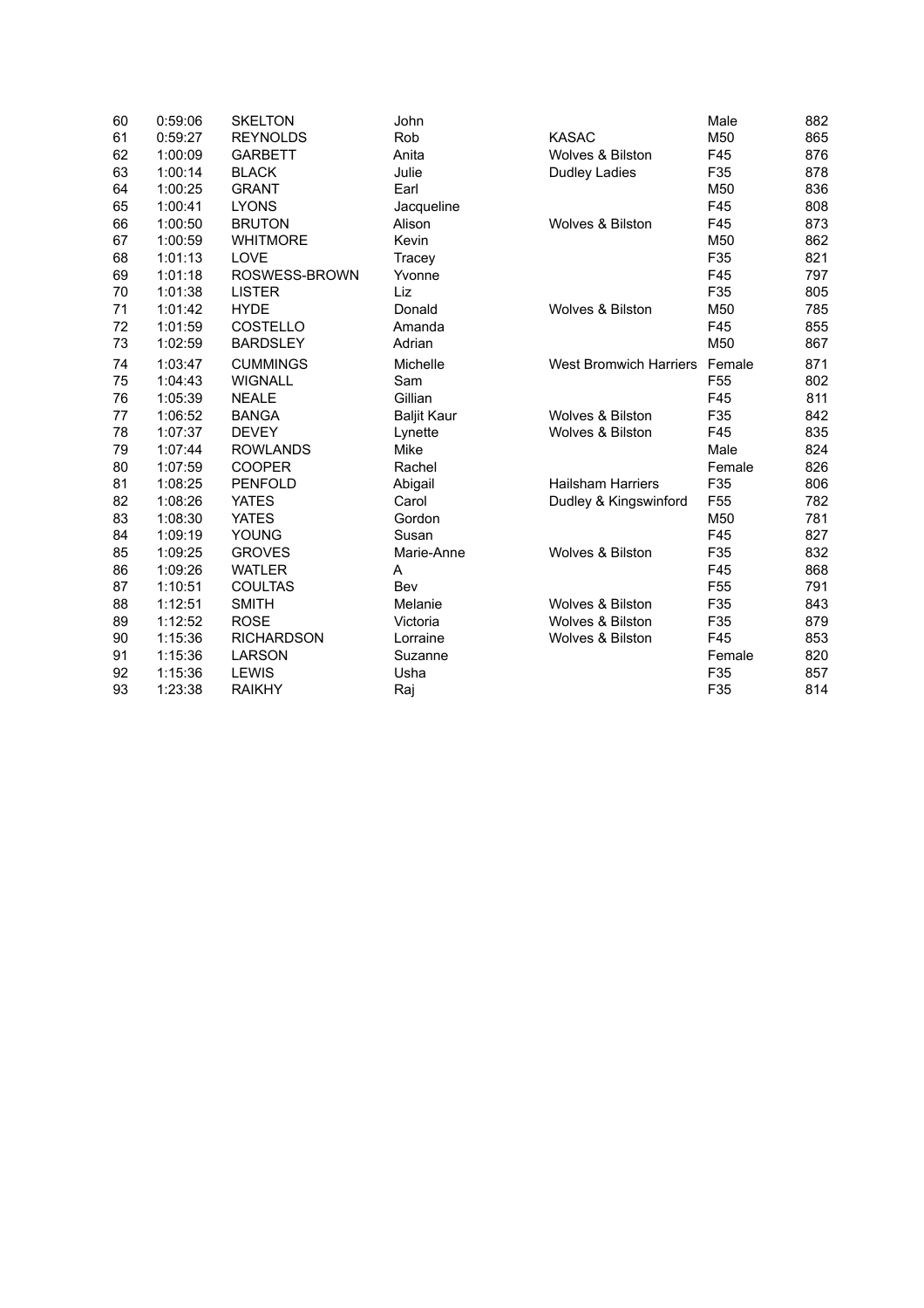| | | | | | | |
|---|---|---|---|---|---|---|
| 60 | 0:59:06 | SKELTON | John | | Male | 882 |
| 61 | 0:59:27 | REYNOLDS | Rob | KASAC | M50 | 865 |
| 62 | 1:00:09 | GARBETT | Anita | Wolves & Bilston | F45 | 876 |
| 63 | 1:00:14 | BLACK | Julie | Dudley Ladies | F35 | 878 |
| 64 | 1:00:25 | GRANT | Earl | | M50 | 836 |
| 65 | 1:00:41 | LYONS | Jacqueline | | F45 | 808 |
| 66 | 1:00:50 | BRUTON | Alison | Wolves & Bilston | F45 | 873 |
| 67 | 1:00:59 | WHITMORE | Kevin | | M50 | 862 |
| 68 | 1:01:13 | LOVE | Tracey | | F35 | 821 |
| 69 | 1:01:18 | ROSWESS-BROWN | Yvonne | | F45 | 797 |
| 70 | 1:01:38 | LISTER | Liz | | F35 | 805 |
| 71 | 1:01:42 | HYDE | Donald | Wolves & Bilston | M50 | 785 |
| 72 | 1:01:59 | COSTELLO | Amanda | | F45 | 855 |
| 73 | 1:02:59 | BARDSLEY | Adrian | | M50 | 867 |
| 74 | 1:03:47 | CUMMINGS | Michelle | West Bromwich Harriers | Female | 871 |
| 75 | 1:04:43 | WIGNALL | Sam | | F55 | 802 |
| 76 | 1:05:39 | NEALE | Gillian | | F45 | 811 |
| 77 | 1:06:52 | BANGA | Baljit Kaur | Wolves & Bilston | F35 | 842 |
| 78 | 1:07:37 | DEVEY | Lynette | Wolves & Bilston | F45 | 835 |
| 79 | 1:07:44 | ROWLANDS | Mike | | Male | 824 |
| 80 | 1:07:59 | COOPER | Rachel | | Female | 826 |
| 81 | 1:08:25 | PENFOLD | Abigail | Hailsham Harriers | F35 | 806 |
| 82 | 1:08:26 | YATES | Carol | Dudley & Kingswinford | F55 | 782 |
| 83 | 1:08:30 | YATES | Gordon | | M50 | 781 |
| 84 | 1:09:19 | YOUNG | Susan | | F45 | 827 |
| 85 | 1:09:25 | GROVES | Marie-Anne | Wolves & Bilston | F35 | 832 |
| 86 | 1:09:26 | WATLER | A | | F45 | 868 |
| 87 | 1:10:51 | COULTAS | Bev | | F55 | 791 |
| 88 | 1:12:51 | SMITH | Melanie | Wolves & Bilston | F35 | 843 |
| 89 | 1:12:52 | ROSE | Victoria | Wolves & Bilston | F35 | 879 |
| 90 | 1:15:36 | RICHARDSON | Lorraine | Wolves & Bilston | F45 | 853 |
| 91 | 1:15:36 | LARSON | Suzanne | | Female | 820 |
| 92 | 1:15:36 | LEWIS | Usha | | F35 | 857 |
| 93 | 1:23:38 | RAIKHY | Raj | | F35 | 814 |